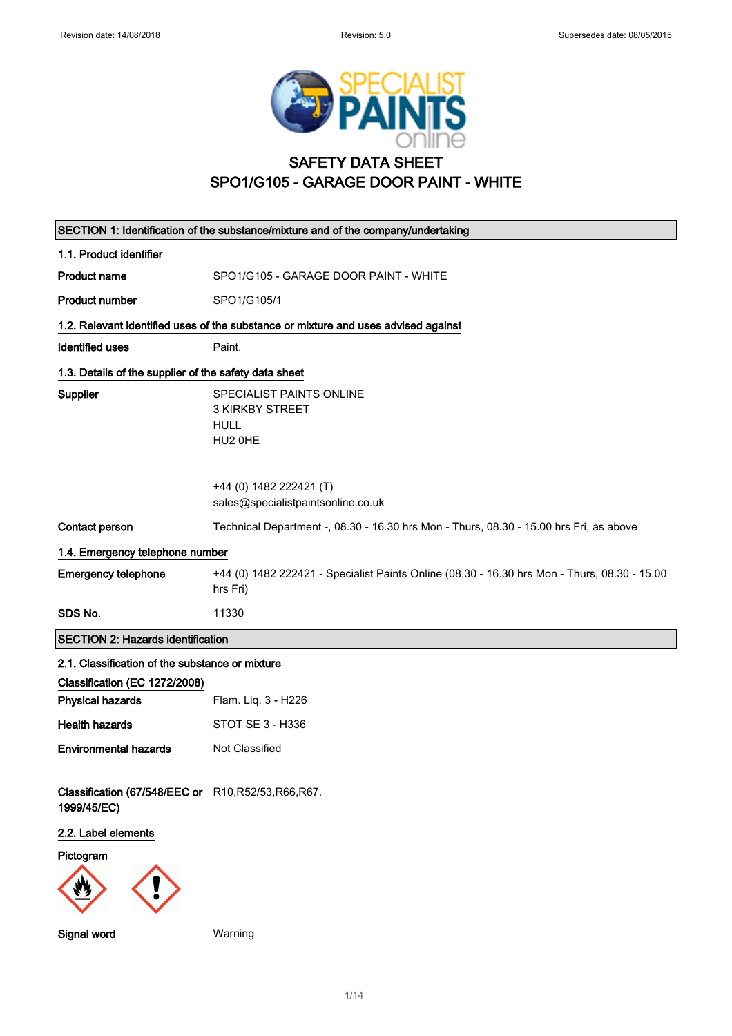# SAFETY DATA SHEET
# SPO1/G105 - GARAGE DOOR PAINT - WHITE

## SECTION 1: Identification of the substance/mixture and of the company/undertaking

### 1.1. Product identifier

| | |
|---|---|
| **Product name** | SPO1/G105 - GARAGE DOOR PAINT - WHITE |
| **Product number** | SPO1/G105/1 |

### 1.2. Relevant identified uses of the substance or mixture and uses advised against

| | |
|---|---|
| **Identified uses** | Paint. |

### 1.3. Details of the supplier of the safety data sheet

| | |
|---|---|
| **Supplier** | SPECIALIST PAINTS ONLINE<br>3 KIRKBY STREET<br>HULL<br>HU2 0HE<br><br>+44 (0) 1482 222421 (T)<br>sales@specialistpaintsonline.co.uk |
| **Contact person** | Technical Department -, 08.30 - 16.30 hrs Mon - Thurs, 08.30 - 15.00 hrs Fri, as above |

### 1.4. Emergency telephone number

| | |
|---|---|
| **Emergency telephone** | +44 (0) 1482 222421 - Specialist Paints Online (08.30 - 16.30 hrs Mon - Thurs, 08.30 - 15.00 hrs Fri) |
| **SDS No.** | 11330 |

## SECTION 2: Hazards identification

### 2.1. Classification of the substance or mixture

**Classification (EC 1272/2008)**

| | |
|---|---|
| **Physical hazards** | Flam. Liq. 3 - H226 |
| **Health hazards** | STOT SE 3 - H336 |
| **Environmental hazards** | Not Classified |

| | |
|---|---|
| **Classification (67/548/EEC or 1999/45/EC)** | R10,R52/53,R66,R67. |

### 2.2. Label elements

**Pictogram**

| | |
|---|---|
| **Signal word** | Warning |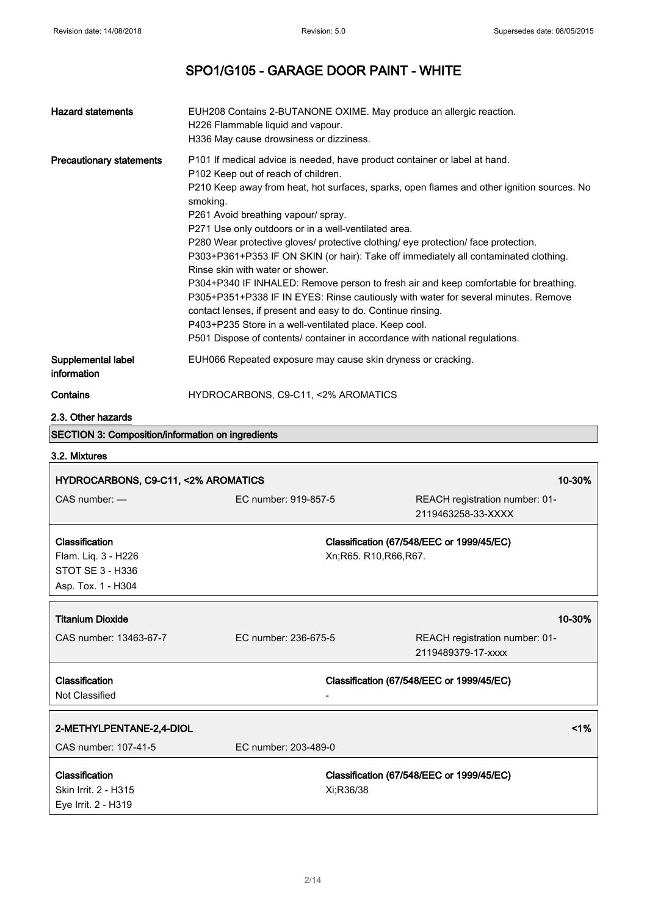# SPO1/G105 - GARAGE DOOR PAINT - WHITE

| | |
|---|---|
| **Hazard statements** | EUH208 Contains 2-BUTANONE OXIME. May produce an allergic reaction.<br>H226 Flammable liquid and vapour.<br>H336 May cause drowsiness or dizziness. |
| **Precautionary statements** | P101 If medical advice is needed, have product container or label at hand.<br>P102 Keep out of reach of children.<br>P210 Keep away from heat, hot surfaces, sparks, open flames and other ignition sources. No smoking.<br>P261 Avoid breathing vapour/ spray.<br>P271 Use only outdoors or in a well-ventilated area.<br>P280 Wear protective gloves/ protective clothing/ eye protection/ face protection.<br>P303+P361+P353 IF ON SKIN (or hair): Take off immediately all contaminated clothing. Rinse skin with water or shower.<br>P304+P340 IF INHALED: Remove person to fresh air and keep comfortable for breathing.<br>P305+P351+P338 IF IN EYES: Rinse cautiously with water for several minutes. Remove contact lenses, if present and easy to do. Continue rinsing.<br>P403+P235 Store in a well-ventilated place. Keep cool.<br>P501 Dispose of contents/ container in accordance with national regulations. |
| **Supplemental label information** | EUH066 Repeated exposure may cause skin dryness or cracking. |
| **Contains** | HYDROCARBONS, C9-C11, <2% AROMATICS |

### 2.3. Other hazards

## SECTION 3: Composition/information on ingredients

### 3.2. Mixtures

| **HYDROCARBONS, C9-C11, <2% AROMATICS** | | **10-30%** |
|---|---|---|
| CAS number: — | EC number: 919-857-5 | REACH registration number: 01-2119463258-33-XXXX |
| **Classification**<br>Flam. Liq. 3 - H226<br>STOT SE 3 - H336<br>Asp. Tox. 1 - H304 | **Classification (67/548/EEC or 1999/45/EC)**<br>Xn;R65. R10,R66,R67. | |

| **Titanium Dioxide** | | **10-30%** |
|---|---|---|
| CAS number: 13463-67-7 | EC number: 236-675-5 | REACH registration number: 01-2119489379-17-xxxx |
| **Classification**<br>Not Classified | **Classification (67/548/EEC or 1999/45/EC)**<br>- | |

| **2-METHYLPENTANE-2,4-DIOL** | | **<1%** |
|---|---|---|
| CAS number: 107-41-5 | EC number: 203-489-0 | |
| **Classification**<br>Skin Irrit. 2 - H315<br>Eye Irrit. 2 - H319 | **Classification (67/548/EEC or 1999/45/EC)**<br>Xi;R36/38 | |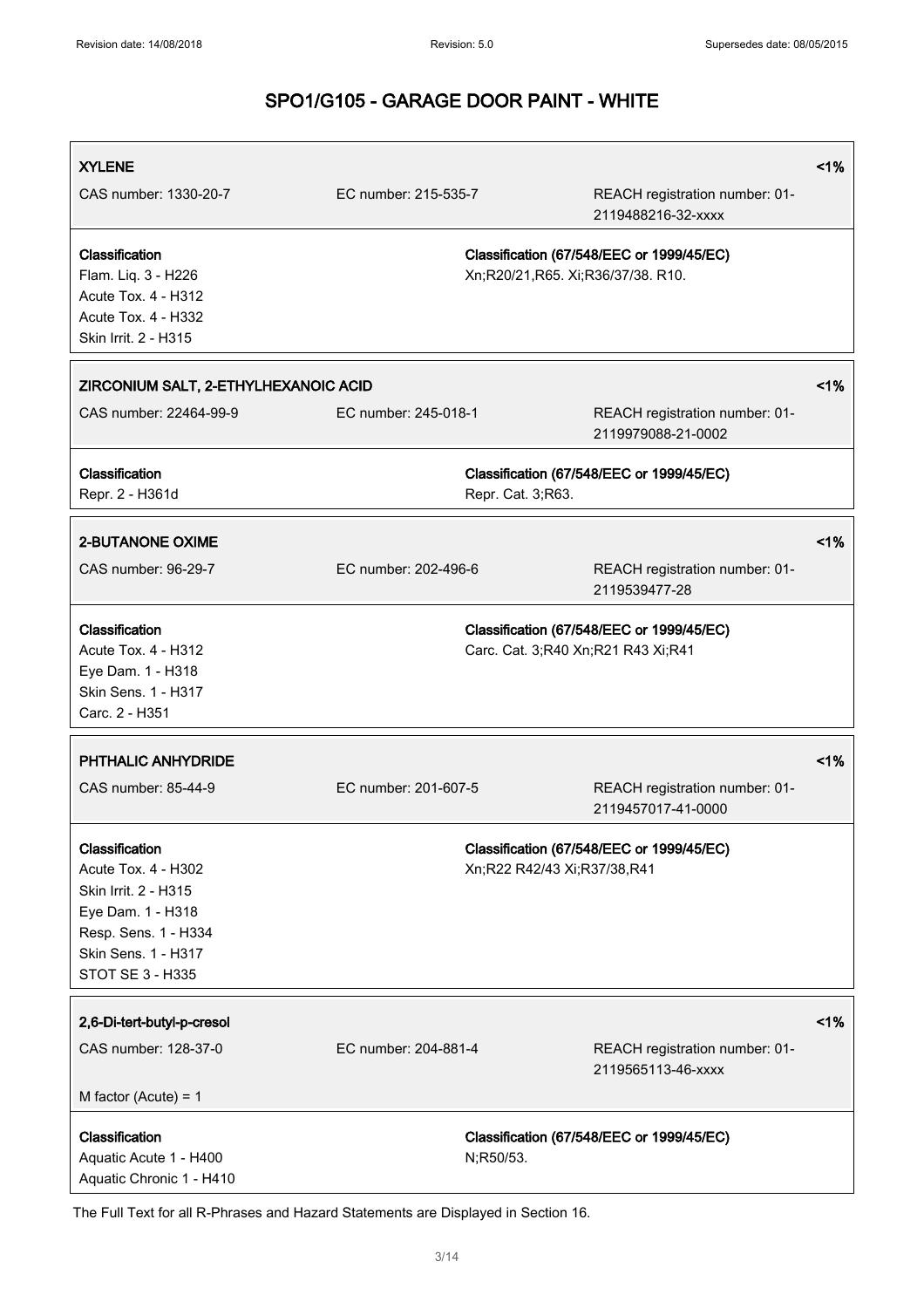| XYLENE | | | <1% |
|---|---|---|---|
| CAS number: 1330-20-7 | EC number: 215-535-7 | REACH registration number: 01-2119488216-32-xxxx | |

| Classification | Classification (67/548/EEC or 1999/45/EC) |
|---|---|
| Flam. Liq. 3 - H226<br>Acute Tox. 4 - H312<br>Acute Tox. 4 - H332<br>Skin Irrit. 2 - H315 | Xn;R20/21,R65. Xi;R36/37/38. R10. |

| ZIRCONIUM SALT, 2-ETHYLHEXANOIC ACID | | | <1% |
|---|---|---|---|
| CAS number: 22464-99-9 | EC number: 245-018-1 | REACH registration number: 01-2119979088-21-0002 | |

| Classification | Classification (67/548/EEC or 1999/45/EC) |
|---|---|
| Repr. 2 - H361d | Repr. Cat. 3;R63. |

| 2-BUTANONE OXIME | | | <1% |
|---|---|---|---|
| CAS number: 96-29-7 | EC number: 202-496-6 | REACH registration number: 01-2119539477-28 | |

| Classification | Classification (67/548/EEC or 1999/45/EC) |
|---|---|
| Acute Tox. 4 - H312<br>Eye Dam. 1 - H318<br>Skin Sens. 1 - H317<br>Carc. 2 - H351 | Carc. Cat. 3;R40 Xn;R21 R43 Xi;R41 |

| PHTHALIC ANHYDRIDE | | | <1% |
|---|---|---|---|
| CAS number: 85-44-9 | EC number: 201-607-5 | REACH registration number: 01-2119457017-41-0000 | |

| Classification | Classification (67/548/EEC or 1999/45/EC) |
|---|---|
| Acute Tox. 4 - H302<br>Skin Irrit. 2 - H315<br>Eye Dam. 1 - H318<br>Resp. Sens. 1 - H334<br>Skin Sens. 1 - H317<br>STOT SE 3 - H335 | Xn;R22 R42/43 Xi;R37/38,R41 |

| 2,6-Di-tert-butyl-p-cresol | | | <1% |
|---|---|---|---|
| CAS number: 128-37-0 | EC number: 204-881-4 | REACH registration number: 01-2119565113-46-xxxx | |
| M factor (Acute) = 1 | | | |

| Classification | Classification (67/548/EEC or 1999/45/EC) |
|---|---|
| Aquatic Acute 1 - H400<br>Aquatic Chronic 1 - H410 | N;R50/53. |

The Full Text for all R-Phrases and Hazard Statements are Displayed in Section 16.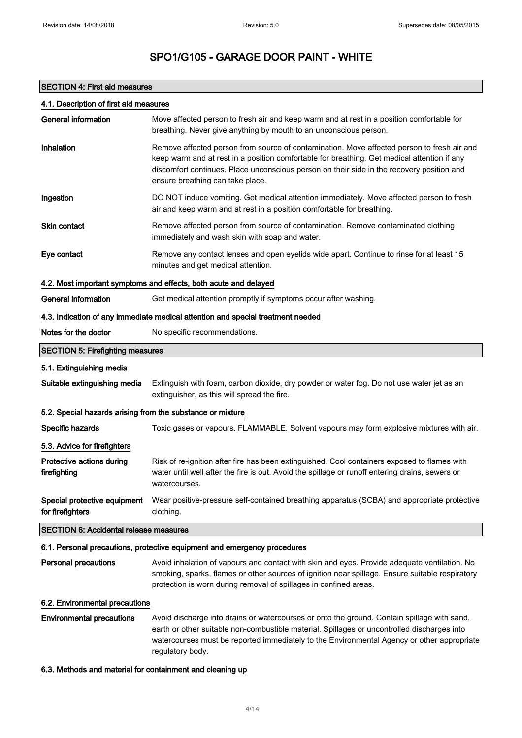# SPO1/G105 - GARAGE DOOR PAINT - WHITE

## SECTION 4: First aid measures

### 4.1. Description of first aid measures

| | |
|---|---|
| **General information** | Move affected person to fresh air and keep warm and at rest in a position comfortable for breathing. Never give anything by mouth to an unconscious person. |
| **Inhalation** | Remove affected person from source of contamination. Move affected person to fresh air and keep warm and at rest in a position comfortable for breathing. Get medical attention if any discomfort continues. Place unconscious person on their side in the recovery position and ensure breathing can take place. |
| **Ingestion** | DO NOT induce vomiting. Get medical attention immediately. Move affected person to fresh air and keep warm and at rest in a position comfortable for breathing. |
| **Skin contact** | Remove affected person from source of contamination. Remove contaminated clothing immediately and wash skin with soap and water. |
| **Eye contact** | Remove any contact lenses and open eyelids wide apart. Continue to rinse for at least 15 minutes and get medical attention. |

### 4.2. Most important symptoms and effects, both acute and delayed

| | |
|---|---|
| **General information** | Get medical attention promptly if symptoms occur after washing. |

### 4.3. Indication of any immediate medical attention and special treatment needed

| | |
|---|---|
| **Notes for the doctor** | No specific recommendations. |

## SECTION 5: Firefighting measures

### 5.1. Extinguishing media

| | |
|---|---|
| **Suitable extinguishing media** | Extinguish with foam, carbon dioxide, dry powder or water fog. Do not use water jet as an extinguisher, as this will spread the fire. |

### 5.2. Special hazards arising from the substance or mixture

| | |
|---|---|
| **Specific hazards** | Toxic gases or vapours. FLAMMABLE. Solvent vapours may form explosive mixtures with air. |

### 5.3. Advice for firefighters

| | |
|---|---|
| **Protective actions during firefighting** | Risk of re-ignition after fire has been extinguished. Cool containers exposed to flames with water until well after the fire is out. Avoid the spillage or runoff entering drains, sewers or watercourses. |
| **Special protective equipment for firefighters** | Wear positive-pressure self-contained breathing apparatus (SCBA) and appropriate protective clothing. |

## SECTION 6: Accidental release measures

### 6.1. Personal precautions, protective equipment and emergency procedures

| | |
|---|---|
| **Personal precautions** | Avoid inhalation of vapours and contact with skin and eyes. Provide adequate ventilation. No smoking, sparks, flames or other sources of ignition near spillage. Ensure suitable respiratory protection is worn during removal of spillages in confined areas. |

### 6.2. Environmental precautions

| | |
|---|---|
| **Environmental precautions** | Avoid discharge into drains or watercourses or onto the ground. Contain spillage with sand, earth or other suitable non-combustible material. Spillages or uncontrolled discharges into watercourses must be reported immediately to the Environmental Agency or other appropriate regulatory body. |

### 6.3. Methods and material for containment and cleaning up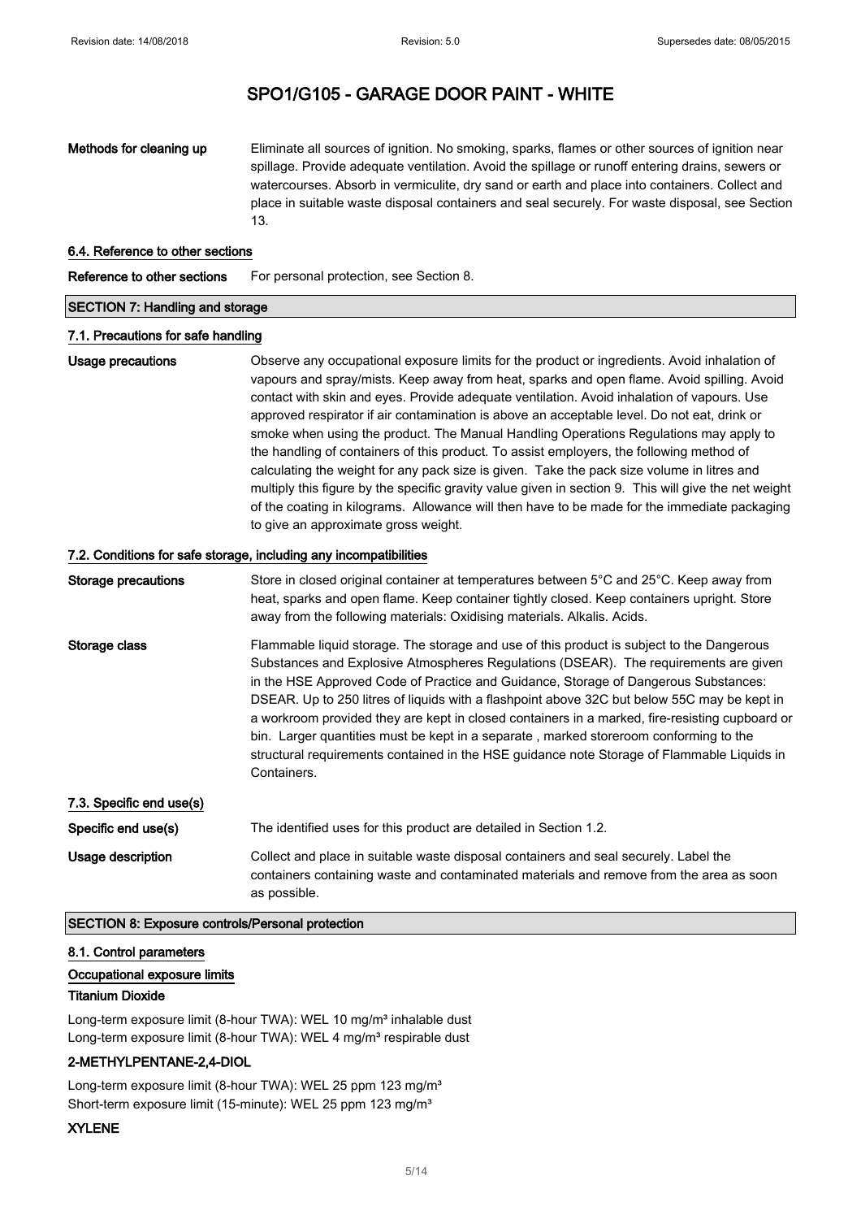# SPO1/G105 - GARAGE DOOR PAINT - WHITE

**Methods for cleaning up** Eliminate all sources of ignition. No smoking, sparks, flames or other sources of ignition near spillage. Provide adequate ventilation. Avoid the spillage or runoff entering drains, sewers or watercourses. Absorb in vermiculite, dry sand or earth and place into containers. Collect and place in suitable waste disposal containers and seal securely. For waste disposal, see Section 13.

### 6.4. Reference to other sections

**Reference to other sections** For personal protection, see Section 8.

## SECTION 7: Handling and storage

### 7.1. Precautions for safe handling

**Usage precautions** Observe any occupational exposure limits for the product or ingredients. Avoid inhalation of vapours and spray/mists. Keep away from heat, sparks and open flame. Avoid spilling. Avoid contact with skin and eyes. Provide adequate ventilation. Avoid inhalation of vapours. Use approved respirator if air contamination is above an acceptable level. Do not eat, drink or smoke when using the product. The Manual Handling Operations Regulations may apply to the handling of containers of this product. To assist employers, the following method of calculating the weight for any pack size is given. Take the pack size volume in litres and multiply this figure by the specific gravity value given in section 9. This will give the net weight of the coating in kilograms. Allowance will then have to be made for the immediate packaging to give an approximate gross weight.

### 7.2. Conditions for safe storage, including any incompatibilities

**Storage precautions** Store in closed original container at temperatures between 5°C and 25°C. Keep away from heat, sparks and open flame. Keep container tightly closed. Keep containers upright. Store away from the following materials: Oxidising materials. Alkalis. Acids.

**Storage class** Flammable liquid storage. The storage and use of this product is subject to the Dangerous Substances and Explosive Atmospheres Regulations (DSEAR). The requirements are given in the HSE Approved Code of Practice and Guidance, Storage of Dangerous Substances: DSEAR. Up to 250 litres of liquids with a flashpoint above 32C but below 55C may be kept in a workroom provided they are kept in closed containers in a marked, fire-resisting cupboard or bin. Larger quantities must be kept in a separate , marked storeroom conforming to the structural requirements contained in the HSE guidance note Storage of Flammable Liquids in Containers.

### 7.3. Specific end use(s)

**Specific end use(s)** The identified uses for this product are detailed in Section 1.2.

**Usage description** Collect and place in suitable waste disposal containers and seal securely. Label the containers containing waste and contaminated materials and remove from the area as soon as possible.

## SECTION 8: Exposure controls/Personal protection

### 8.1. Control parameters

#### Occupational exposure limits

**Titanium Dioxide**

Long-term exposure limit (8-hour TWA): WEL 10 mg/m³ inhalable dust
Long-term exposure limit (8-hour TWA): WEL 4 mg/m³ respirable dust

**2-METHYLPENTANE-2,4-DIOL**

Long-term exposure limit (8-hour TWA): WEL 25 ppm 123 mg/m³
Short-term exposure limit (15-minute): WEL 25 ppm 123 mg/m³

**XYLENE**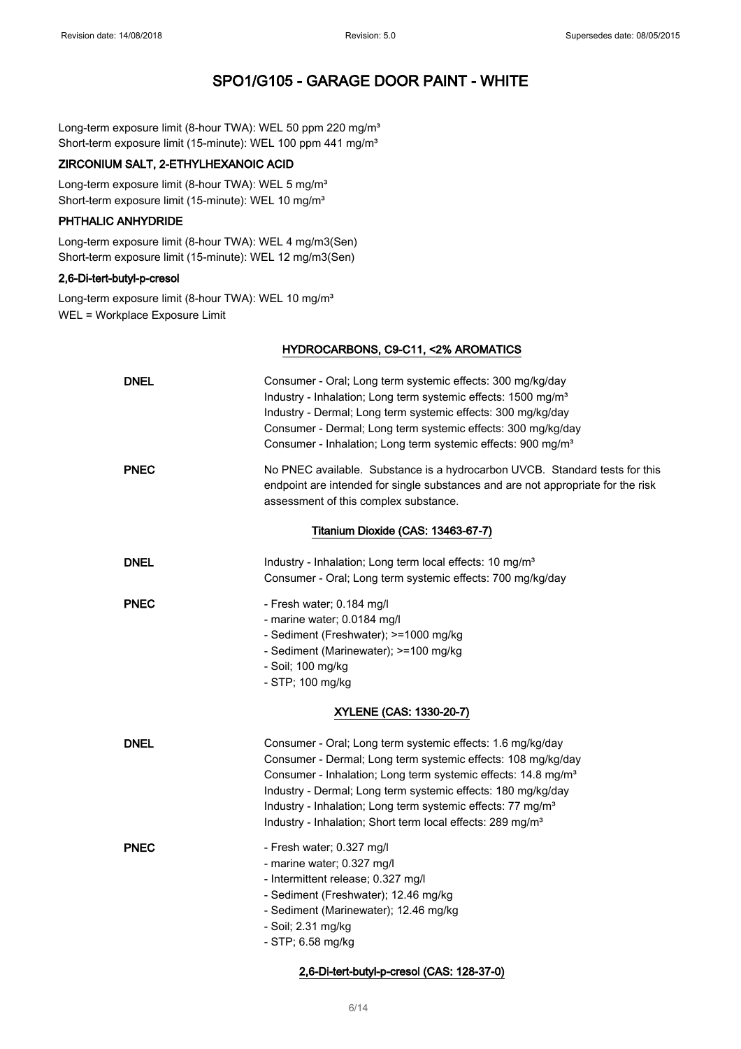Long-term exposure limit (8-hour TWA): WEL 50 ppm 220 mg/m³
Short-term exposure limit (15-minute): WEL 100 ppm 441 mg/m³

**ZIRCONIUM SALT, 2-ETHYLHEXANOIC ACID**

Long-term exposure limit (8-hour TWA): WEL 5 mg/m³
Short-term exposure limit (15-minute): WEL 10 mg/m³

**PHTHALIC ANHYDRIDE**

Long-term exposure limit (8-hour TWA): WEL 4 mg/m3(Sen)
Short-term exposure limit (15-minute): WEL 12 mg/m3(Sen)

**2,6-Di-tert-butyl-p-cresol**

Long-term exposure limit (8-hour TWA): WEL 10 mg/m³
WEL = Workplace Exposure Limit

**HYDROCARBONS, C9-C11, <2% AROMATICS**

**DNEL**

Consumer - Oral; Long term systemic effects: 300 mg/kg/day
Industry - Inhalation; Long term systemic effects: 1500 mg/m³
Industry - Dermal; Long term systemic effects: 300 mg/kg/day
Consumer - Dermal; Long term systemic effects: 300 mg/kg/day
Consumer - Inhalation; Long term systemic effects: 900 mg/m³

**PNEC**

No PNEC available. Substance is a hydrocarbon UVCB. Standard tests for this endpoint are intended for single substances and are not appropriate for the risk assessment of this complex substance.

**Titanium Dioxide (CAS: 13463-67-7)**

**DNEL**

Industry - Inhalation; Long term local effects: 10 mg/m³
Consumer - Oral; Long term systemic effects: 700 mg/kg/day

**PNEC**

- Fresh water; 0.184 mg/l
- marine water; 0.0184 mg/l
- Sediment (Freshwater); >=1000 mg/kg
- Sediment (Marinewater); >=100 mg/kg
- Soil; 100 mg/kg
- STP; 100 mg/kg

**XYLENE (CAS: 1330-20-7)**

**DNEL**

Consumer - Oral; Long term systemic effects: 1.6 mg/kg/day
Consumer - Dermal; Long term systemic effects: 108 mg/kg/day
Consumer - Inhalation; Long term systemic effects: 14.8 mg/m³
Industry - Dermal; Long term systemic effects: 180 mg/kg/day
Industry - Inhalation; Long term systemic effects: 77 mg/m³
Industry - Inhalation; Short term local effects: 289 mg/m³

**PNEC**

- Fresh water; 0.327 mg/l
- marine water; 0.327 mg/l
- Intermittent release; 0.327 mg/l
- Sediment (Freshwater); 12.46 mg/kg
- Sediment (Marinewater); 12.46 mg/kg
- Soil; 2.31 mg/kg
- STP; 6.58 mg/kg

**2,6-Di-tert-butyl-p-cresol (CAS: 128-37-0)**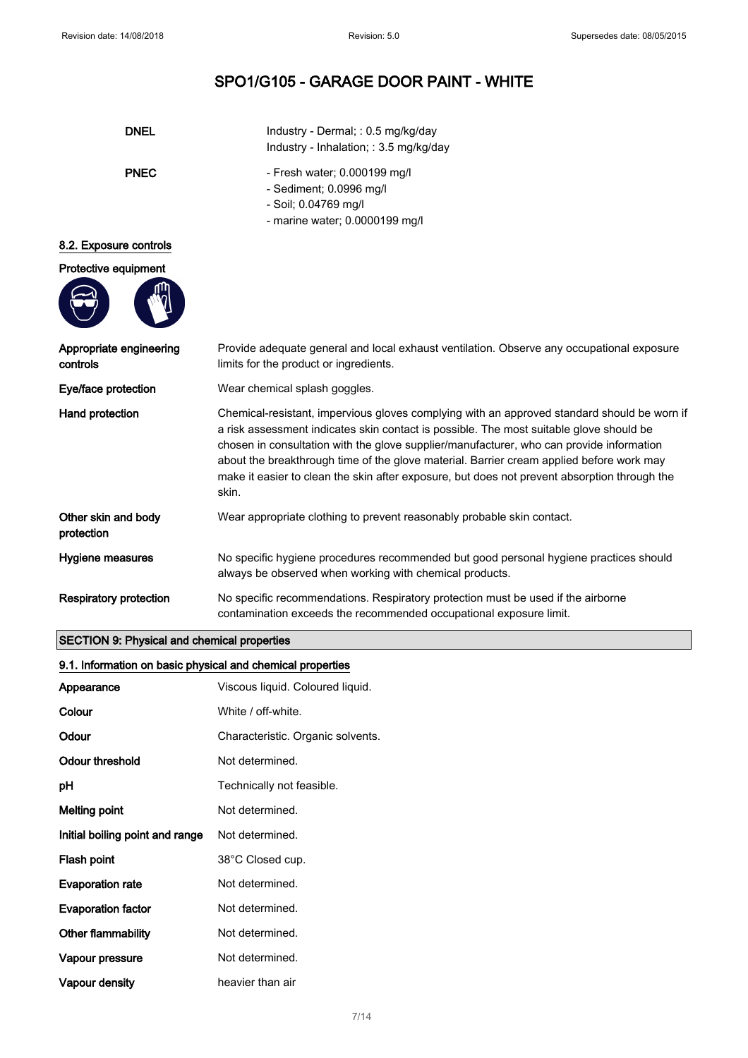# SPO1/G105 - GARAGE DOOR PAINT - WHITE

| | |
|---|---|
| **DNEL** | Industry - Dermal; : 0.5 mg/kg/day<br>Industry - Inhalation; : 3.5 mg/kg/day |
| **PNEC** | - Fresh water; 0.000199 mg/l<br>- Sediment; 0.0996 mg/l<br>- Soil; 0.04769 mg/l<br>- marine water; 0.0000199 mg/l |

## 8.2. Exposure controls

**Protective equipment**

| | |
|---|---|
| **Appropriate engineering controls** | Provide adequate general and local exhaust ventilation. Observe any occupational exposure limits for the product or ingredients. |
| **Eye/face protection** | Wear chemical splash goggles. |
| **Hand protection** | Chemical-resistant, impervious gloves complying with an approved standard should be worn if a risk assessment indicates skin contact is possible. The most suitable glove should be chosen in consultation with the glove supplier/manufacturer, who can provide information about the breakthrough time of the glove material. Barrier cream applied before work may make it easier to clean the skin after exposure, but does not prevent absorption through the skin. |
| **Other skin and body protection** | Wear appropriate clothing to prevent reasonably probable skin contact. |
| **Hygiene measures** | No specific hygiene procedures recommended but good personal hygiene practices should always be observed when working with chemical products. |
| **Respiratory protection** | No specific recommendations. Respiratory protection must be used if the airborne contamination exceeds the recommended occupational exposure limit. |

## SECTION 9: Physical and chemical properties

### 9.1. Information on basic physical and chemical properties

| | |
|---|---|
| **Appearance** | Viscous liquid. Coloured liquid. |
| **Colour** | White / off-white. |
| **Odour** | Characteristic. Organic solvents. |
| **Odour threshold** | Not determined. |
| **pH** | Technically not feasible. |
| **Melting point** | Not determined. |
| **Initial boiling point and range** | Not determined. |
| **Flash point** | 38°C Closed cup. |
| **Evaporation rate** | Not determined. |
| **Evaporation factor** | Not determined. |
| **Other flammability** | Not determined. |
| **Vapour pressure** | Not determined. |
| **Vapour density** | heavier than air |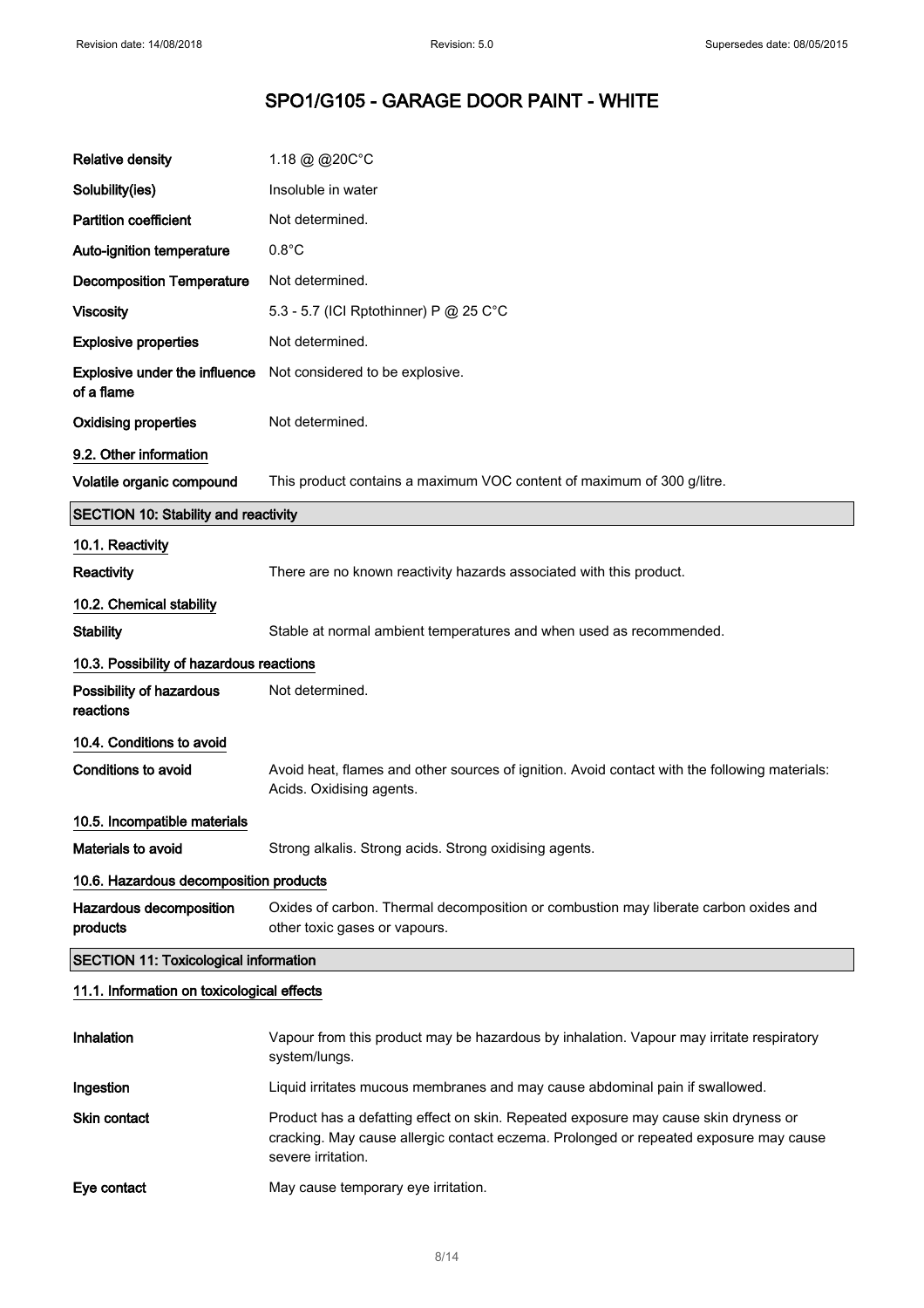# SPO1/G105 - GARAGE DOOR PAINT - WHITE

| | |
|---|---|
| **Relative density** | 1.18 @ @20C°C |
| **Solubility(ies)** | Insoluble in water |
| **Partition coefficient** | Not determined. |
| **Auto-ignition temperature** | 0.8°C |
| **Decomposition Temperature** | Not determined. |
| **Viscosity** | 5.3 - 5.7 (ICI Rptothinner) P @ 25 C°C |
| **Explosive properties** | Not determined. |
| **Explosive under the influence of a flame** | Not considered to be explosive. |
| **Oxidising properties** | Not determined. |

### 9.2. Other information

| | |
|---|---|
| **Volatile organic compound** | This product contains a maximum VOC content of maximum of 300 g/litre. |

## SECTION 10: Stability and reactivity

### 10.1. Reactivity

| | |
|---|---|
| **Reactivity** | There are no known reactivity hazards associated with this product. |

### 10.2. Chemical stability

| | |
|---|---|
| **Stability** | Stable at normal ambient temperatures and when used as recommended. |

### 10.3. Possibility of hazardous reactions

| | |
|---|---|
| **Possibility of hazardous reactions** | Not determined. |

### 10.4. Conditions to avoid

| | |
|---|---|
| **Conditions to avoid** | Avoid heat, flames and other sources of ignition. Avoid contact with the following materials: Acids. Oxidising agents. |

### 10.5. Incompatible materials

| | |
|---|---|
| **Materials to avoid** | Strong alkalis. Strong acids. Strong oxidising agents. |

### 10.6. Hazardous decomposition products

| | |
|---|---|
| **Hazardous decomposition products** | Oxides of carbon. Thermal decomposition or combustion may liberate carbon oxides and other toxic gases or vapours. |

## SECTION 11: Toxicological information

### 11.1. Information on toxicological effects

| | |
|---|---|
| **Inhalation** | Vapour from this product may be hazardous by inhalation. Vapour may irritate respiratory system/lungs. |
| **Ingestion** | Liquid irritates mucous membranes and may cause abdominal pain if swallowed. |
| **Skin contact** | Product has a defatting effect on skin. Repeated exposure may cause skin dryness or cracking. May cause allergic contact eczema. Prolonged or repeated exposure may cause severe irritation. |
| **Eye contact** | May cause temporary eye irritation. |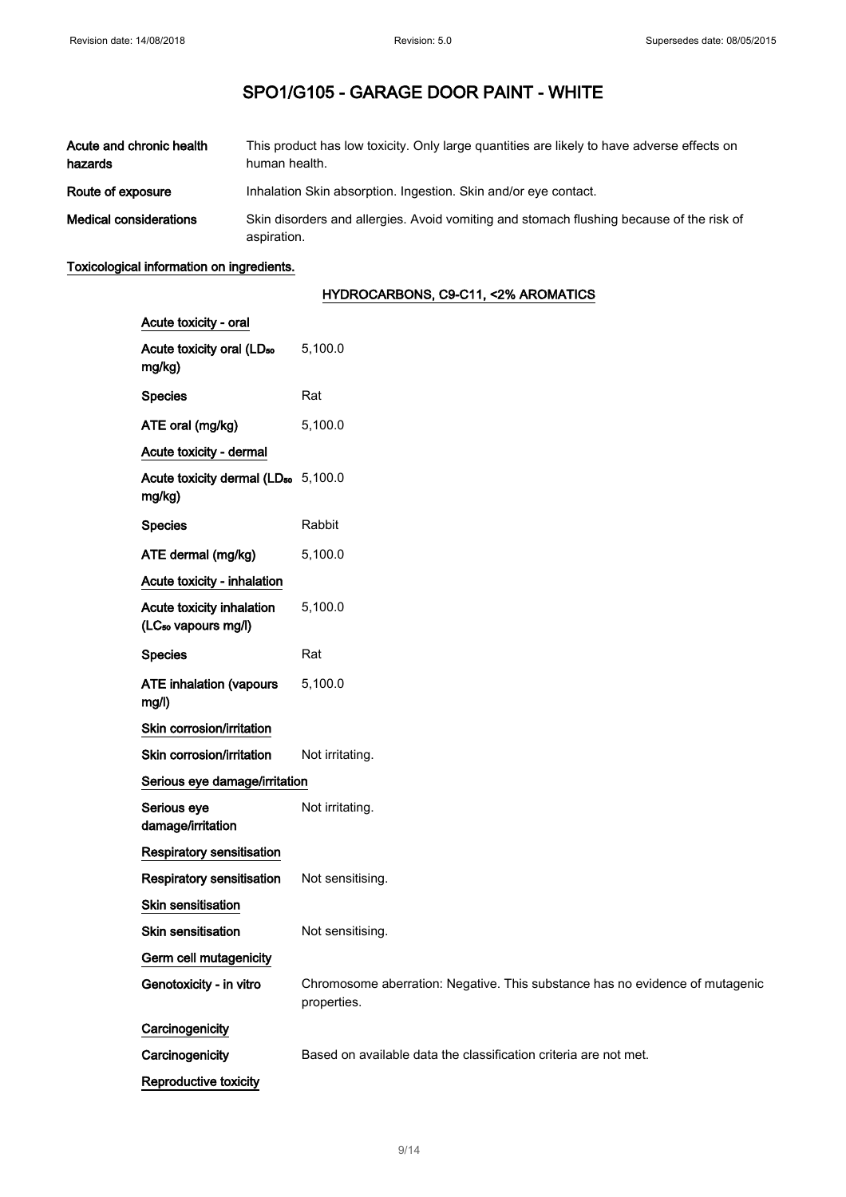# SPO1/G105 - GARAGE DOOR PAINT - WHITE

| | |
|---|---|
| **Acute and chronic health hazards** | This product has low toxicity. Only large quantities are likely to have adverse effects on human health. |
| **Route of exposure** | Inhalation Skin absorption. Ingestion. Skin and/or eye contact. |
| **Medical considerations** | Skin disorders and allergies. Avoid vomiting and stomach flushing because of the risk of aspiration. |

**Toxicological information on ingredients.**

**HYDROCARBONS, C9-C11, <2% AROMATICS**

**Acute toxicity - oral**

| | |
|---|---|
| **Acute toxicity oral ($LD_{50}$ mg/kg)** | 5,100.0 |
| **Species** | Rat |
| **ATE oral (mg/kg)** | 5,100.0 |

**Acute toxicity - dermal**

| | |
|---|---|
| **Acute toxicity dermal ($LD_{50}$ mg/kg)** | 5,100.0 |
| **Species** | Rabbit |
| **ATE dermal (mg/kg)** | 5,100.0 |

**Acute toxicity - inhalation**

| | |
|---|---|
| **Acute toxicity inhalation ($LC_{50}$ vapours mg/l)** | 5,100.0 |
| **Species** | Rat |
| **ATE inhalation (vapours mg/l)** | 5,100.0 |

**Skin corrosion/irritation**

| | |
|---|---|
| **Skin corrosion/irritation** | Not irritating. |

**Serious eye damage/irritation**

| | |
|---|---|
| **Serious eye damage/irritation** | Not irritating. |

**Respiratory sensitisation**

| | |
|---|---|
| **Respiratory sensitisation** | Not sensitising. |

**Skin sensitisation**

| | |
|---|---|
| **Skin sensitisation** | Not sensitising. |

**Germ cell mutagenicity**

| | |
|---|---|
| **Genotoxicity - in vitro** | Chromosome aberration: Negative. This substance has no evidence of mutagenic properties. |

**Carcinogenicity**

| | |
|---|---|
| **Carcinogenicity** | Based on available data the classification criteria are not met. |

**Reproductive toxicity**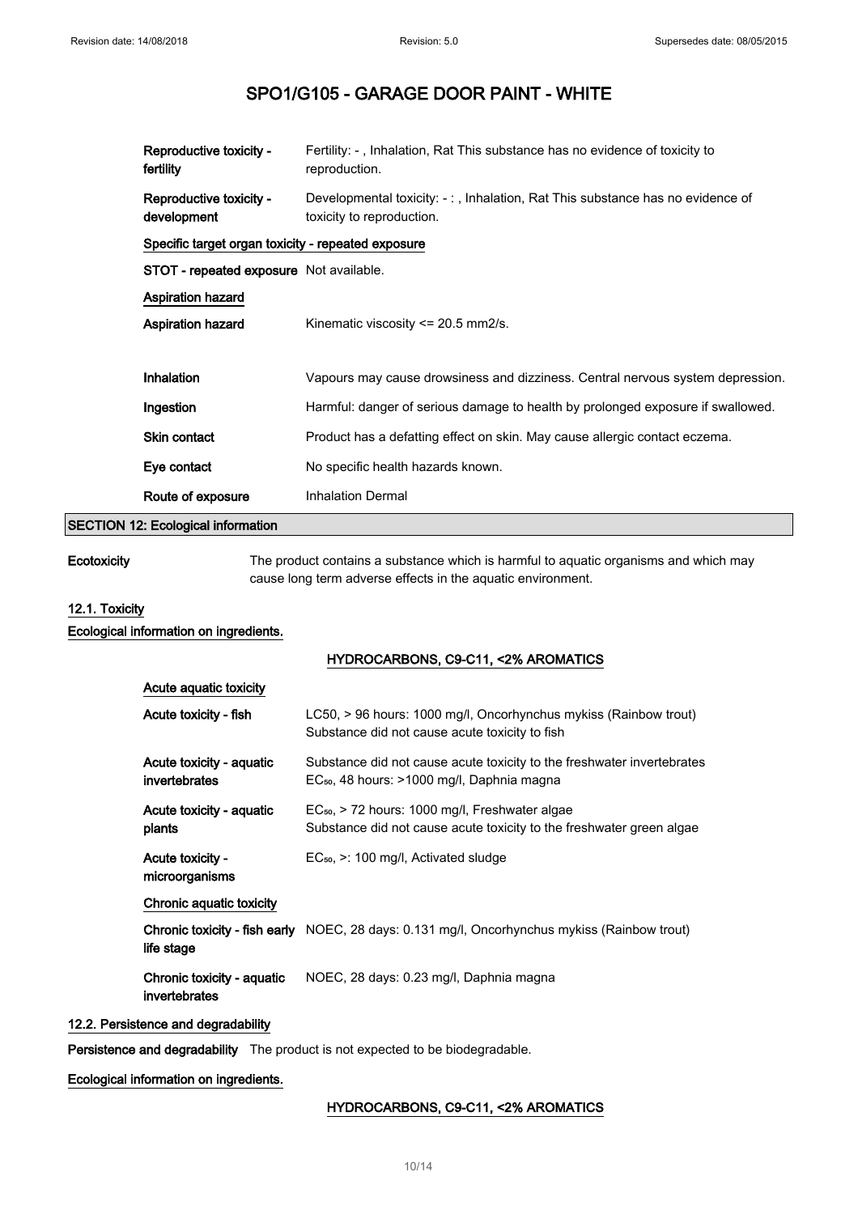# SPO1/G105 - GARAGE DOOR PAINT - WHITE

| | |
|---|---|
| **Reproductive toxicity - fertility** | Fertility: - , Inhalation, Rat This substance has no evidence of toxicity to reproduction. |
| **Reproductive toxicity - development** | Developmental toxicity: - : , Inhalation, Rat This substance has no evidence of toxicity to reproduction. |

**Specific target organ toxicity - repeated exposure**

| | |
|---|---|
| **STOT - repeated exposure** | Not available. |

**Aspiration hazard**

| | |
|---|---|
| **Aspiration hazard** | Kinematic viscosity <= 20.5 mm2/s. |

| | |
|---|---|
| **Inhalation** | Vapours may cause drowsiness and dizziness. Central nervous system depression. |
| **Ingestion** | Harmful: danger of serious damage to health by prolonged exposure if swallowed. |
| **Skin contact** | Product has a defatting effect on skin. May cause allergic contact eczema. |
| **Eye contact** | No specific health hazards known. |
| **Route of exposure** | Inhalation Dermal |

## SECTION 12: Ecological information

**Ecotoxicity** The product contains a substance which is harmful to aquatic organisms and which may cause long term adverse effects in the aquatic environment.

### 12.1. Toxicity

**Ecological information on ingredients.**

**HYDROCARBONS, C9-C11, <2% AROMATICS**

**Acute aquatic toxicity**

| | |
|---|---|
| **Acute toxicity - fish** | LC50, > 96 hours: 1000 mg/l, Oncorhynchus mykiss (Rainbow trout) Substance did not cause acute toxicity to fish |
| **Acute toxicity - aquatic invertebrates** | Substance did not cause acute toxicity to the freshwater invertebrates $EC_{50}$, 48 hours: >1000 mg/l, Daphnia magna |
| **Acute toxicity - aquatic plants** | $EC_{50}$, > 72 hours: 1000 mg/l, Freshwater algae Substance did not cause acute toxicity to the freshwater green algae |
| **Acute toxicity - microorganisms** | $EC_{50}$, >: 100 mg/l, Activated sludge |

**Chronic aquatic toxicity**

| | |
|---|---|
| **Chronic toxicity - fish early life stage** | NOEC, 28 days: 0.131 mg/l, Oncorhynchus mykiss (Rainbow trout) |
| **Chronic toxicity - aquatic invertebrates** | NOEC, 28 days: 0.23 mg/l, Daphnia magna |

### 12.2. Persistence and degradability

**Persistence and degradability** The product is not expected to be biodegradable.

**Ecological information on ingredients.**

**HYDROCARBONS, C9-C11, <2% AROMATICS**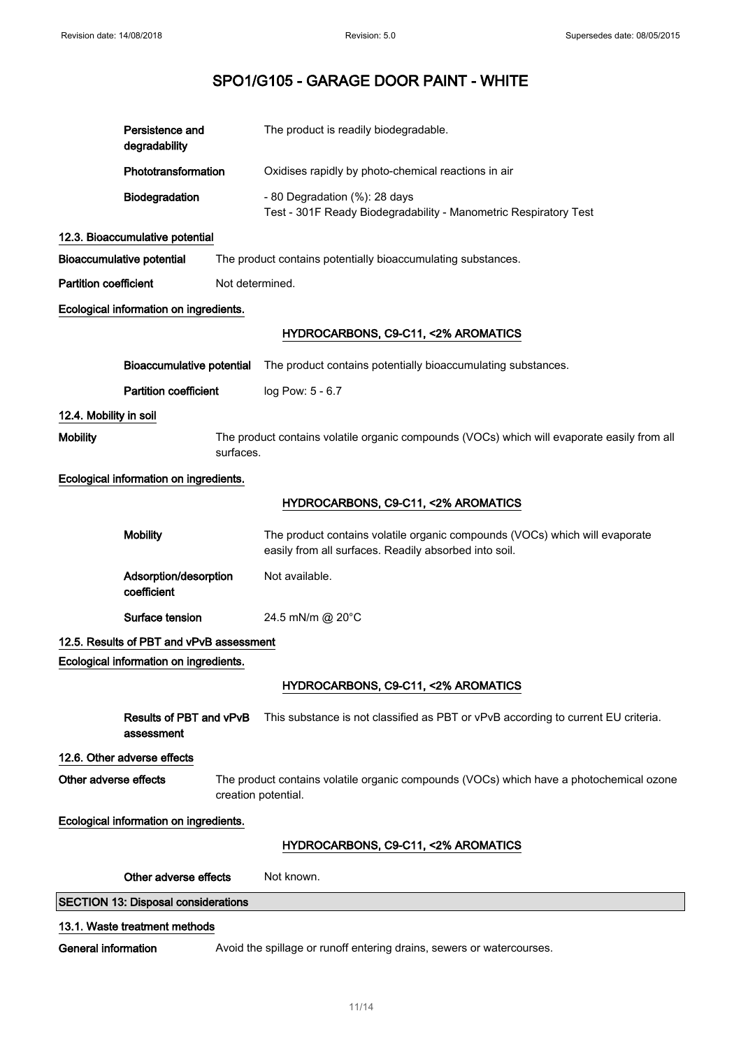# SPO1/G105 - GARAGE DOOR PAINT - WHITE

**Persistence and degradability** The product is readily biodegradable.

**Phototransformation** Oxidises rapidly by photo-chemical reactions in air

**Biodegradation** - 80 Degradation (%): 28 days
Test - 301F Ready Biodegradability - Manometric Respiratory Test

### 12.3. Bioaccumulative potential

**Bioaccumulative potential** The product contains potentially bioaccumulating substances.

**Partition coefficient** Not determined.

**Ecological information on ingredients.**

**HYDROCARBONS, C9-C11, <2% AROMATICS**

**Bioaccumulative potential** The product contains potentially bioaccumulating substances.

**Partition coefficient** log Pow: 5 - 6.7

### 12.4. Mobility in soil

**Mobility** The product contains volatile organic compounds (VOCs) which will evaporate easily from all surfaces.

**Ecological information on ingredients.**

**HYDROCARBONS, C9-C11, <2% AROMATICS**

**Mobility** The product contains volatile organic compounds (VOCs) which will evaporate easily from all surfaces. Readily absorbed into soil.

**Adsorption/desorption coefficient** Not available.

**Surface tension** 24.5 mN/m @ 20°C

### 12.5. Results of PBT and vPvB assessment

**Ecological information on ingredients.**

**HYDROCARBONS, C9-C11, <2% AROMATICS**

**Results of PBT and vPvB assessment** This substance is not classified as PBT or vPvB according to current EU criteria.

### 12.6. Other adverse effects

**Other adverse effects** The product contains volatile organic compounds (VOCs) which have a photochemical ozone creation potential.

**Ecological information on ingredients.**

**HYDROCARBONS, C9-C11, <2% AROMATICS**

**Other adverse effects** Not known.

## SECTION 13: Disposal considerations

### 13.1. Waste treatment methods

**General information** Avoid the spillage or runoff entering drains, sewers or watercourses.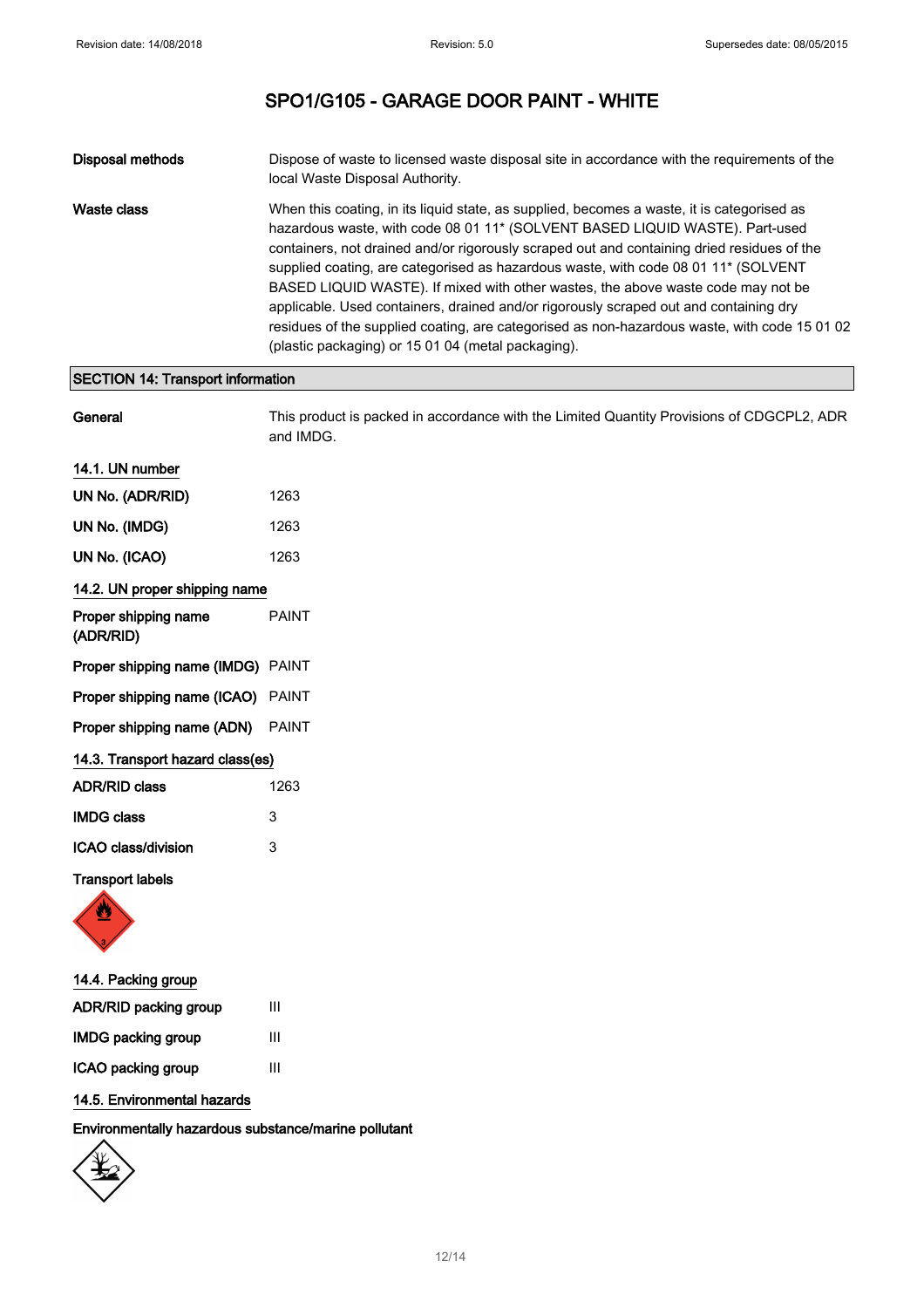# SPO1/G105 - GARAGE DOOR PAINT - WHITE

| | |
|---|---|
| **Disposal methods** | Dispose of waste to licensed waste disposal site in accordance with the requirements of the local Waste Disposal Authority. |
| **Waste class** | When this coating, in its liquid state, as supplied, becomes a waste, it is categorised as hazardous waste, with code 08 01 11* (SOLVENT BASED LIQUID WASTE). Part-used containers, not drained and/or rigorously scraped out and containing dried residues of the supplied coating, are categorised as hazardous waste, with code 08 01 11* (SOLVENT BASED LIQUID WASTE). If mixed with other wastes, the above waste code may not be applicable. Used containers, drained and/or rigorously scraped out and containing dry residues of the supplied coating, are categorised as non-hazardous waste, with code 15 01 02 (plastic packaging) or 15 01 04 (metal packaging). |

## SECTION 14: Transport information

| | |
|---|---|
| **General** | This product is packed in accordance with the Limited Quantity Provisions of CDGCPL2, ADR and IMDG. |

### 14.1. UN number

| | |
|---|---|
| **UN No. (ADR/RID)** | 1263 |
| **UN No. (IMDG)** | 1263 |
| **UN No. (ICAO)** | 1263 |

### 14.2. UN proper shipping name

| | |
|---|---|
| **Proper shipping name (ADR/RID)** | PAINT |
| **Proper shipping name (IMDG)** | PAINT |
| **Proper shipping name (ICAO)** | PAINT |
| **Proper shipping name (ADN)** | PAINT |

### 14.3. Transport hazard class(es)

| | |
|---|---|
| **ADR/RID class** | 1263 |
| **IMDG class** | 3 |
| **ICAO class/division** | 3 |

**Transport labels**

### 14.4. Packing group

| | |
|---|---|
| **ADR/RID packing group** | III |
| **IMDG packing group** | III |
| **ICAO packing group** | III |

### 14.5. Environmental hazards

**Environmentally hazardous substance/marine pollutant**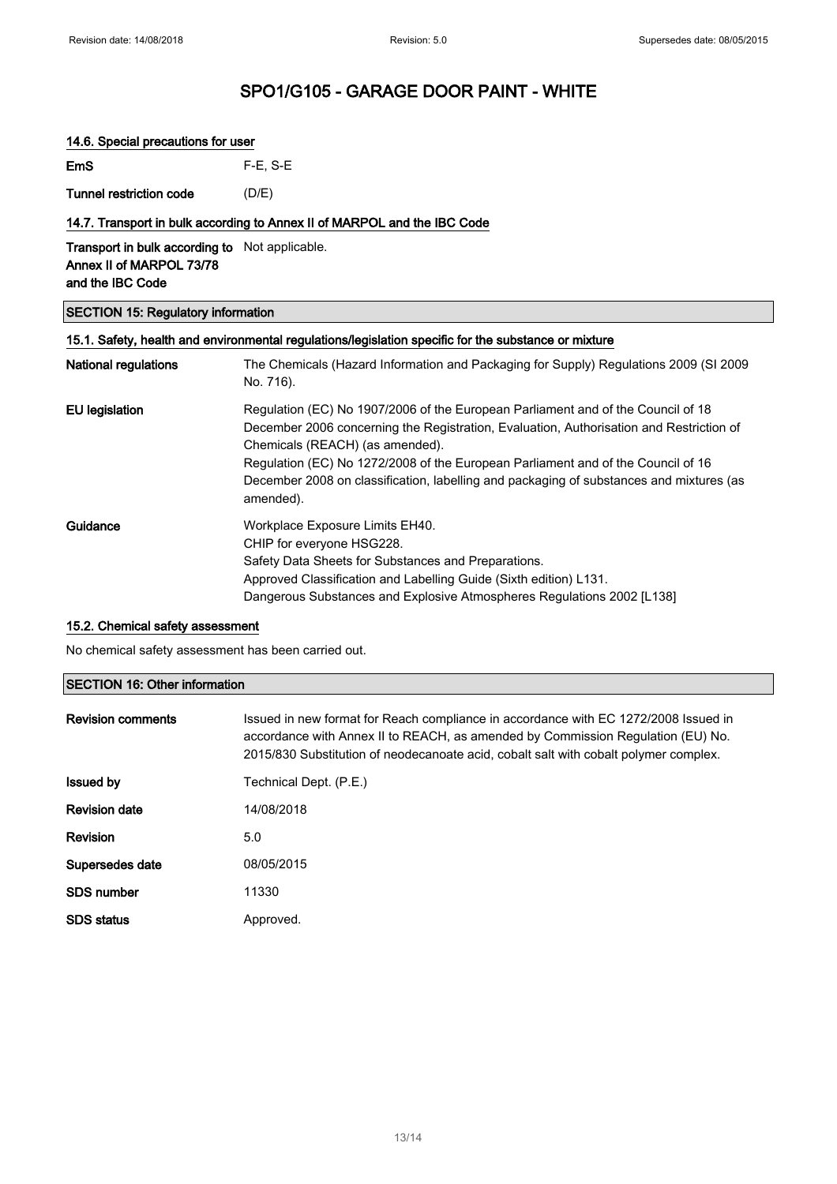# SPO1/G105 - GARAGE DOOR PAINT - WHITE

### 14.6. Special precautions for user

| | |
|---|---|
| **EmS** | F-E, S-E |
| **Tunnel restriction code** | (D/E) |

### 14.7. Transport in bulk according to Annex II of MARPOL and the IBC Code

| | |
|---|---|
| **Transport in bulk according to Annex II of MARPOL 73/78 and the IBC Code** | Not applicable. |

## SECTION 15: Regulatory information

### 15.1. Safety, health and environmental regulations/legislation specific for the substance or mixture

| | |
|---|---|
| **National regulations** | The Chemicals (Hazard Information and Packaging for Supply) Regulations 2009 (SI 2009 No. 716). |
| **EU legislation** | Regulation (EC) No 1907/2006 of the European Parliament and of the Council of 18 December 2006 concerning the Registration, Evaluation, Authorisation and Restriction of Chemicals (REACH) (as amended).<br>Regulation (EC) No 1272/2008 of the European Parliament and of the Council of 16 December 2008 on classification, labelling and packaging of substances and mixtures (as amended). |
| **Guidance** | Workplace Exposure Limits EH40.<br>CHIP for everyone HSG228.<br>Safety Data Sheets for Substances and Preparations.<br>Approved Classification and Labelling Guide (Sixth edition) L131.<br>Dangerous Substances and Explosive Atmospheres Regulations 2002 [L138] |

### 15.2. Chemical safety assessment

No chemical safety assessment has been carried out.

## SECTION 16: Other information

| | |
|---|---|
| **Revision comments** | Issued in new format for Reach compliance in accordance with EC 1272/2008 Issued in accordance with Annex II to REACH, as amended by Commission Regulation (EU) No. 2015/830 Substitution of neodecanoate acid, cobalt salt with cobalt polymer complex. |
| **Issued by** | Technical Dept. (P.E.) |
| **Revision date** | 14/08/2018 |
| **Revision** | 5.0 |
| **Supersedes date** | 08/05/2015 |
| **SDS number** | 11330 |
| **SDS status** | Approved. |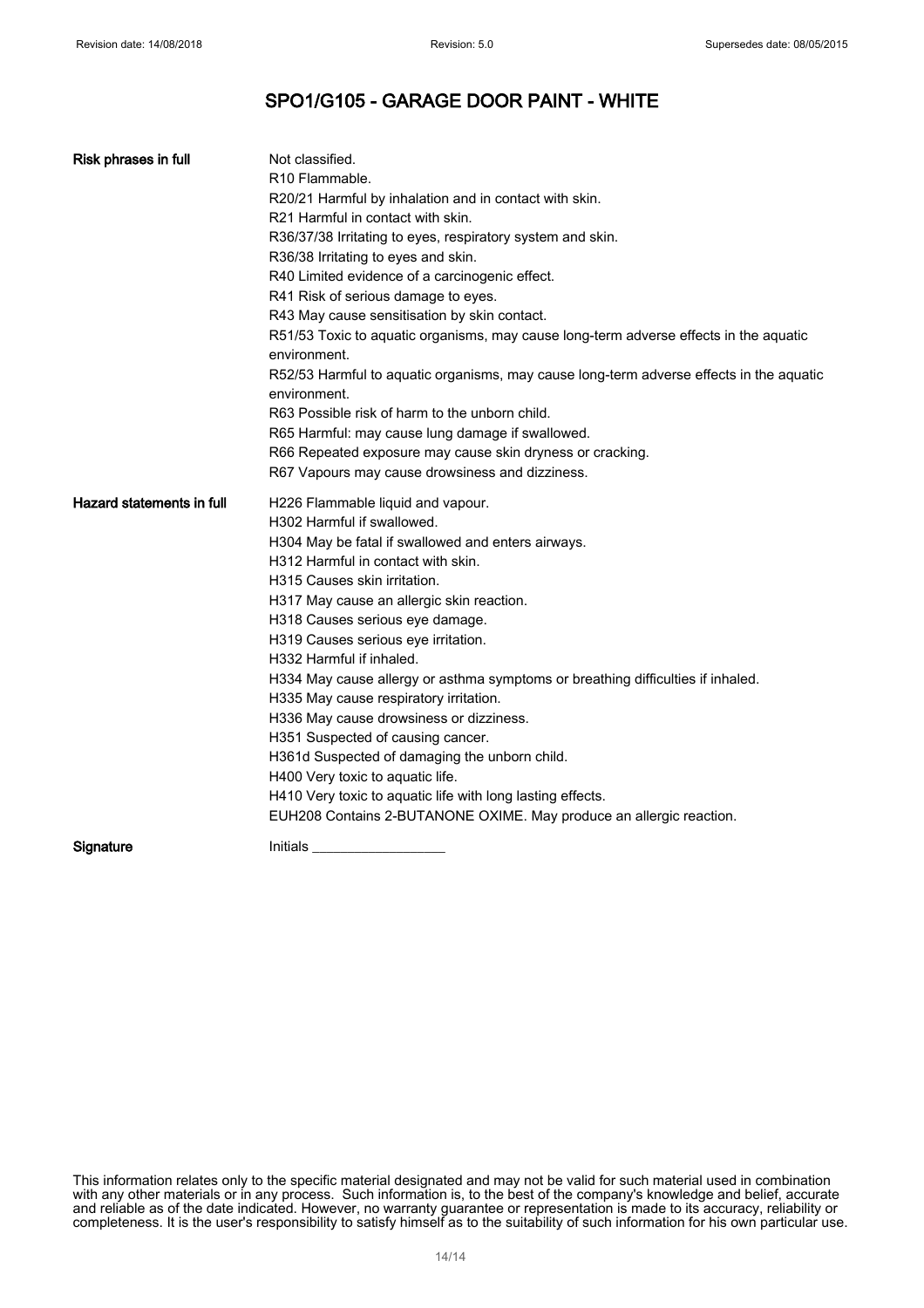# SPO1/G105 - GARAGE DOOR PAINT - WHITE

**Risk phrases in full**

Not classified.
R10 Flammable.
R20/21 Harmful by inhalation and in contact with skin.
R21 Harmful in contact with skin.
R36/37/38 Irritating to eyes, respiratory system and skin.
R36/38 Irritating to eyes and skin.
R40 Limited evidence of a carcinogenic effect.
R41 Risk of serious damage to eyes.
R43 May cause sensitisation by skin contact.
R51/53 Toxic to aquatic organisms, may cause long-term adverse effects in the aquatic environment.
R52/53 Harmful to aquatic organisms, may cause long-term adverse effects in the aquatic environment.
R63 Possible risk of harm to the unborn child.
R65 Harmful: may cause lung damage if swallowed.
R66 Repeated exposure may cause skin dryness or cracking.
R67 Vapours may cause drowsiness and dizziness.

**Hazard statements in full**

H226 Flammable liquid and vapour.
H302 Harmful if swallowed.
H304 May be fatal if swallowed and enters airways.
H312 Harmful in contact with skin.
H315 Causes skin irritation.
H317 May cause an allergic skin reaction.
H318 Causes serious eye damage.
H319 Causes serious eye irritation.
H332 Harmful if inhaled.
H334 May cause allergy or asthma symptoms or breathing difficulties if inhaled.
H335 May cause respiratory irritation.
H336 May cause drowsiness or dizziness.
H351 Suspected of causing cancer.
H361d Suspected of damaging the unborn child.
H400 Very toxic to aquatic life.
H410 Very toxic to aquatic life with long lasting effects.
EUH208 Contains 2-BUTANONE OXIME. May produce an allergic reaction.

**Signature**

Initials _________________

This information relates only to the specific material designated and may not be valid for such material used in combination with any other materials or in any process. Such information is, to the best of the company's knowledge and belief, accurate and reliable as of the date indicated. However, no warranty guarantee or representation is made to its accuracy, reliability or completeness. It is the user's responsibility to satisfy himself as to the suitability of such information for his own particular use.